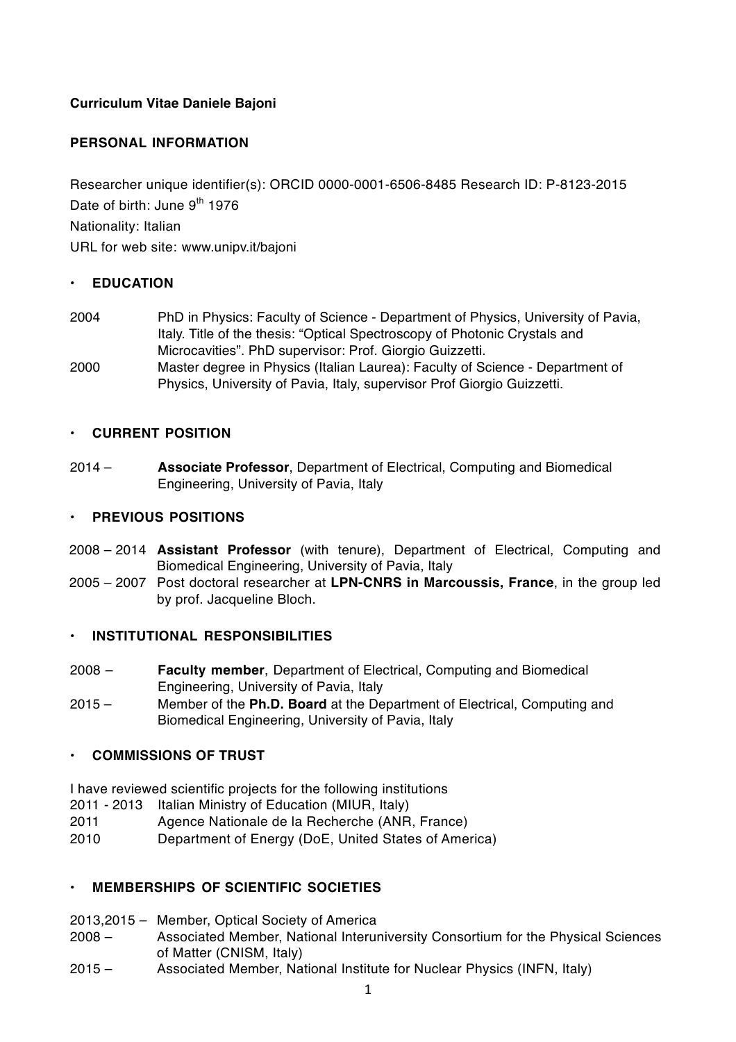**Curriculum Vitae Daniele Bajoni**

## PERSONAL INFORMATION

Researcher unique identifier(s): ORCID 0000-0001-6506-8485 Research ID: P-8123-2015
Date of birth: June 9th 1976
Nationality: Italian
URL for web site: www.unipv.it/bajoni

## • EDUCATION

2004 PhD in Physics: Faculty of Science - Department of Physics, University of Pavia, Italy. Title of the thesis: "Optical Spectroscopy of Photonic Crystals and Microcavities". PhD supervisor: Prof. Giorgio Guizzetti.

2000 Master degree in Physics (Italian Laurea): Faculty of Science - Department of Physics, University of Pavia, Italy, supervisor Prof Giorgio Guizzetti.

## • CURRENT POSITION

2014 – **Associate Professor**, Department of Electrical, Computing and Biomedical Engineering, University of Pavia, Italy

## • PREVIOUS POSITIONS

2008 – 2014 **Assistant Professor** (with tenure), Department of Electrical, Computing and Biomedical Engineering, University of Pavia, Italy

2005 – 2007 Post doctoral researcher at **LPN-CNRS in Marcoussis, France**, in the group led by prof. Jacqueline Bloch.

## • INSTITUTIONAL RESPONSIBILITIES

2008 – **Faculty member**, Department of Electrical, Computing and Biomedical Engineering, University of Pavia, Italy

2015 – Member of the **Ph.D. Board** at the Department of Electrical, Computing and Biomedical Engineering, University of Pavia, Italy

## • COMMISSIONS OF TRUST

I have reviewed scientific projects for the following institutions

2011 - 2013 Italian Ministry of Education (MIUR, Italy)

2011 Agence Nationale de la Recherche (ANR, France)

2010 Department of Energy (DoE, United States of America)

## • MEMBERSHIPS OF SCIENTIFIC SOCIETIES

2013,2015 – Member, Optical Society of America

2008 – Associated Member, National Interuniversity Consortium for the Physical Sciences of Matter (CNISM, Italy)

2015 – Associated Member, National Institute for Nuclear Physics (INFN, Italy)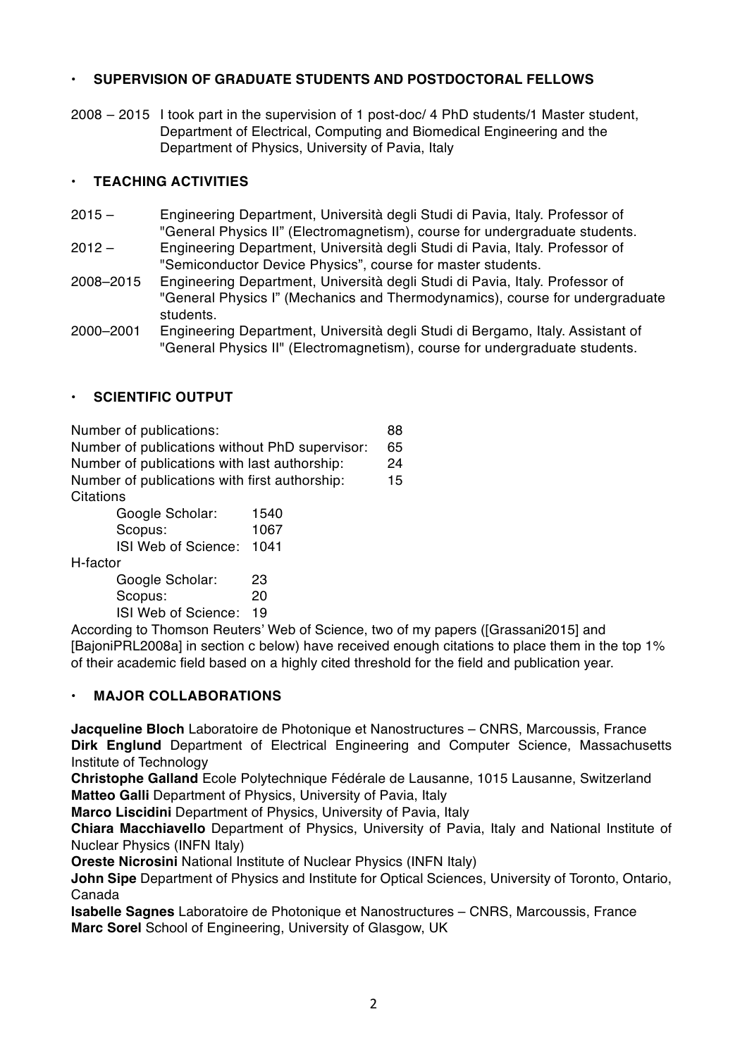- **SUPERVISION OF GRADUATE STUDENTS AND POSTDOCTORAL FELLOWS**

2008 – 2015 I took part in the supervision of 1 post-doc/ 4 PhD students/1 Master student, Department of Electrical, Computing and Biomedical Engineering and the Department of Physics, University of Pavia, Italy

- **TEACHING ACTIVITIES**

2015 – Engineering Department, Università degli Studi di Pavia, Italy. Professor of "General Physics II" (Electromagnetism), course for undergraduate students.

2012 – Engineering Department, Università degli Studi di Pavia, Italy. Professor of "Semiconductor Device Physics", course for master students.

2008–2015 Engineering Department, Università degli Studi di Pavia, Italy. Professor of "General Physics I" (Mechanics and Thermodynamics), course for undergraduate students.

2000–2001 Engineering Department, Università degli Studi di Bergamo, Italy. Assistant of "General Physics II" (Electromagnetism), course for undergraduate students.

- **SCIENTIFIC OUTPUT**

Number of publications: 88
Number of publications without PhD supervisor: 65
Number of publications with last authorship: 24
Number of publications with first authorship: 15

Citations
- Google Scholar: 1540
- Scopus: 1067
- ISI Web of Science: 1041

H-factor
- Google Scholar: 23
- Scopus: 20
- ISI Web of Science: 19

According to Thomson Reuters' Web of Science, two of my papers ([Grassani2015] and [BajoniPRL2008a] in section c below) have received enough citations to place them in the top 1% of their academic field based on a highly cited threshold for the field and publication year.

- **MAJOR COLLABORATIONS**

**Jacqueline Bloch** Laboratoire de Photonique et Nanostructures – CNRS, Marcoussis, France
**Dirk Englund** Department of Electrical Engineering and Computer Science, Massachusetts Institute of Technology
**Christophe Galland** Ecole Polytechnique Fédérale de Lausanne, 1015 Lausanne, Switzerland
**Matteo Galli** Department of Physics, University of Pavia, Italy
**Marco Liscidini** Department of Physics, University of Pavia, Italy
**Chiara Macchiavello** Department of Physics, University of Pavia, Italy and National Institute of Nuclear Physics (INFN Italy)
**Oreste Nicrosini** National Institute of Nuclear Physics (INFN Italy)
**John Sipe** Department of Physics and Institute for Optical Sciences, University of Toronto, Ontario, Canada
**Isabelle Sagnes** Laboratoire de Photonique et Nanostructures – CNRS, Marcoussis, France
**Marc Sorel** School of Engineering, University of Glasgow, UK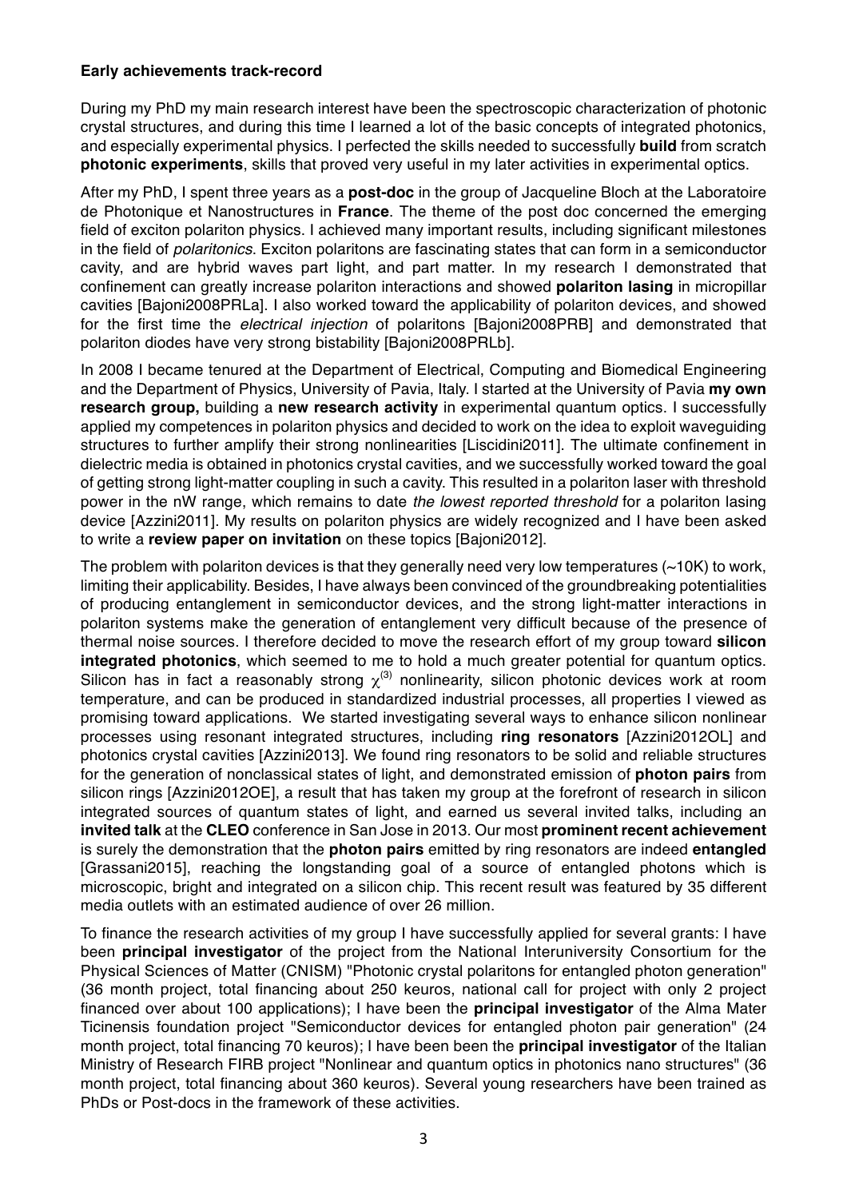**Early achievements track-record**

During my PhD my main research interest have been the spectroscopic characterization of photonic crystal structures, and during this time I learned a lot of the basic concepts of integrated photonics, and especially experimental physics. I perfected the skills needed to successfully **build** from scratch **photonic experiments**, skills that proved very useful in my later activities in experimental optics.

After my PhD, I spent three years as a **post-doc** in the group of Jacqueline Bloch at the Laboratoire de Photonique et Nanostructures in **France**. The theme of the post doc concerned the emerging field of exciton polariton physics. I achieved many important results, including significant milestones in the field of *polaritonics*. Exciton polaritons are fascinating states that can form in a semiconductor cavity, and are hybrid waves part light, and part matter. In my research I demonstrated that confinement can greatly increase polariton interactions and showed **polariton lasing** in micropillar cavities [Bajoni2008PRLa]. I also worked toward the applicability of polariton devices, and showed for the first time the *electrical injection* of polaritons [Bajoni2008PRB] and demonstrated that polariton diodes have very strong bistability [Bajoni2008PRLb].

In 2008 I became tenured at the Department of Electrical, Computing and Biomedical Engineering and the Department of Physics, University of Pavia, Italy. I started at the University of Pavia **my own research group,** building a **new research activity** in experimental quantum optics. I successfully applied my competences in polariton physics and decided to work on the idea to exploit waveguiding structures to further amplify their strong nonlinearities [Liscidini2011]. The ultimate confinement in dielectric media is obtained in photonics crystal cavities, and we successfully worked toward the goal of getting strong light-matter coupling in such a cavity. This resulted in a polariton laser with threshold power in the nW range, which remains to date *the lowest reported threshold* for a polariton lasing device [Azzini2011]. My results on polariton physics are widely recognized and I have been asked to write a **review paper on invitation** on these topics [Bajoni2012].

The problem with polariton devices is that they generally need very low temperatures (~10K) to work, limiting their applicability. Besides, I have always been convinced of the groundbreaking potentialities of producing entanglement in semiconductor devices, and the strong light-matter interactions in polariton systems make the generation of entanglement very difficult because of the presence of thermal noise sources. I therefore decided to move the research effort of my group toward **silicon integrated photonics**, which seemed to me to hold a much greater potential for quantum optics. Silicon has in fact a reasonably strong $\chi^{(3)}$ nonlinearity, silicon photonic devices work at room temperature, and can be produced in standardized industrial processes, all properties I viewed as promising toward applications. We started investigating several ways to enhance silicon nonlinear processes using resonant integrated structures, including **ring resonators** [Azzini2012OL] and photonics crystal cavities [Azzini2013]. We found ring resonators to be solid and reliable structures for the generation of nonclassical states of light, and demonstrated emission of **photon pairs** from silicon rings [Azzini2012OE], a result that has taken my group at the forefront of research in silicon integrated sources of quantum states of light, and earned us several invited talks, including an **invited talk** at the **CLEO** conference in San Jose in 2013. Our most **prominent recent achievement** is surely the demonstration that the **photon pairs** emitted by ring resonators are indeed **entangled** [Grassani2015], reaching the longstanding goal of a source of entangled photons which is microscopic, bright and integrated on a silicon chip. This recent result was featured by 35 different media outlets with an estimated audience of over 26 million.

To finance the research activities of my group I have successfully applied for several grants: I have been **principal investigator** of the project from the National Interuniversity Consortium for the Physical Sciences of Matter (CNISM) "Photonic crystal polaritons for entangled photon generation" (36 month project, total financing about 250 keuros, national call for project with only 2 project financed over about 100 applications); I have been the **principal investigator** of the Alma Mater Ticinensis foundation project "Semiconductor devices for entangled photon pair generation" (24 month project, total financing 70 keuros); I have been been the **principal investigator** of the Italian Ministry of Research FIRB project "Nonlinear and quantum optics in photonics nano structures" (36 month project, total financing about 360 keuros). Several young researchers have been trained as PhDs or Post-docs in the framework of these activities.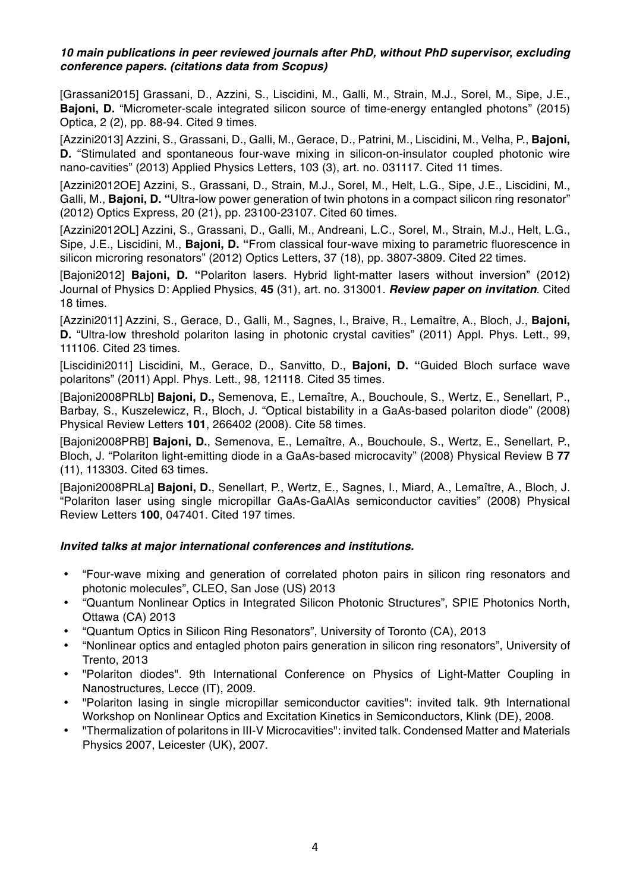***10 main publications in peer reviewed journals after PhD, without PhD supervisor, excluding conference papers. (citations data from Scopus)***

[Grassani2015] Grassani, D., Azzini, S., Liscidini, M., Galli, M., Strain, M.J., Sorel, M., Sipe, J.E., **Bajoni, D.** "Micrometer-scale integrated silicon source of time-energy entangled photons" (2015) Optica, 2 (2), pp. 88-94. Cited 9 times.

[Azzini2013] Azzini, S., Grassani, D., Galli, M., Gerace, D., Patrini, M., Liscidini, M., Velha, P., **Bajoni, D.** "Stimulated and spontaneous four-wave mixing in silicon-on-insulator coupled photonic wire nano-cavities" (2013) Applied Physics Letters, 103 (3), art. no. 031117. Cited 11 times.

[Azzini2012OE] Azzini, S., Grassani, D., Strain, M.J., Sorel, M., Helt, L.G., Sipe, J.E., Liscidini, M., Galli, M., **Bajoni, D.** "Ultra-low power generation of twin photons in a compact silicon ring resonator" (2012) Optics Express, 20 (21), pp. 23100-23107. Cited 60 times.

[Azzini2012OL] Azzini, S., Grassani, D., Galli, M., Andreani, L.C., Sorel, M., Strain, M.J., Helt, L.G., Sipe, J.E., Liscidini, M., **Bajoni, D.** "From classical four-wave mixing to parametric fluorescence in silicon microring resonators" (2012) Optics Letters, 37 (18), pp. 3807-3809. Cited 22 times.

[Bajoni2012] **Bajoni, D.** "Polariton lasers. Hybrid light-matter lasers without inversion" (2012) Journal of Physics D: Applied Physics, **45** (31), art. no. 313001. ***Review paper on invitation***. Cited 18 times.

[Azzini2011] Azzini, S., Gerace, D., Galli, M., Sagnes, I., Braive, R., Lemaître, A., Bloch, J., **Bajoni, D.** "Ultra-low threshold polariton lasing in photonic crystal cavities" (2011) Appl. Phys. Lett., 99, 111106. Cited 23 times.

[Liscidini2011] Liscidini, M., Gerace, D., Sanvitto, D., **Bajoni, D.** "Guided Bloch surface wave polaritons" (2011) Appl. Phys. Lett., 98, 121118. Cited 35 times.

[Bajoni2008PRLb] **Bajoni, D.,** Semenova, E., Lemaître, A., Bouchoule, S., Wertz, E., Senellart, P., Barbay, S., Kuszelewicz, R., Bloch, J. "Optical bistability in a GaAs-based polariton diode" (2008) Physical Review Letters **101**, 266402 (2008). Cite 58 times.

[Bajoni2008PRB] **Bajoni, D.**, Semenova, E., Lemaître, A., Bouchoule, S., Wertz, E., Senellart, P., Bloch, J. "Polariton light-emitting diode in a GaAs-based microcavity" (2008) Physical Review B **77** (11), 113303. Cited 63 times.

[Bajoni2008PRLa] **Bajoni, D.**, Senellart, P., Wertz, E., Sagnes, I., Miard, A., Lemaître, A., Bloch, J. "Polariton laser using single micropillar GaAs-GaAlAs semiconductor cavities" (2008) Physical Review Letters **100**, 047401. Cited 197 times.

***Invited talks at major international conferences and institutions.***

- "Four-wave mixing and generation of correlated photon pairs in silicon ring resonators and photonic molecules", CLEO, San Jose (US) 2013
- "Quantum Nonlinear Optics in Integrated Silicon Photonic Structures", SPIE Photonics North, Ottawa (CA) 2013
- "Quantum Optics in Silicon Ring Resonators", University of Toronto (CA), 2013
- "Nonlinear optics and entagled photon pairs generation in silicon ring resonators", University of Trento, 2013
- "Polariton diodes". 9th International Conference on Physics of Light-Matter Coupling in Nanostructures, Lecce (IT), 2009.
- "Polariton lasing in single micropillar semiconductor cavities": invited talk. 9th International Workshop on Nonlinear Optics and Excitation Kinetics in Semiconductors, Klink (DE), 2008.
- "Thermalization of polaritons in III-V Microcavities": invited talk. Condensed Matter and Materials Physics 2007, Leicester (UK), 2007.